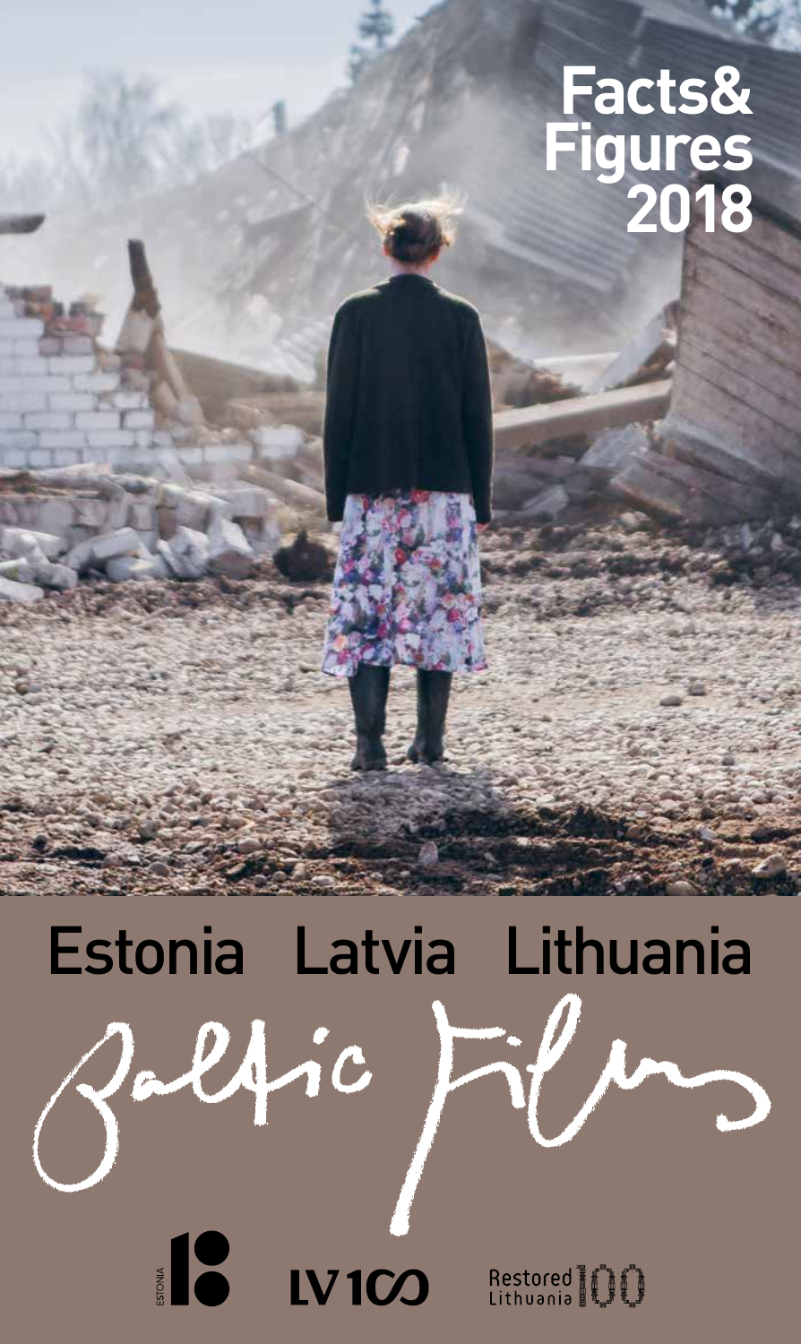# Facts& Figures 2018

Estonia Latvia Lithuania

Baltic Films

ESTONIA

LV100

Restored Lithuania 100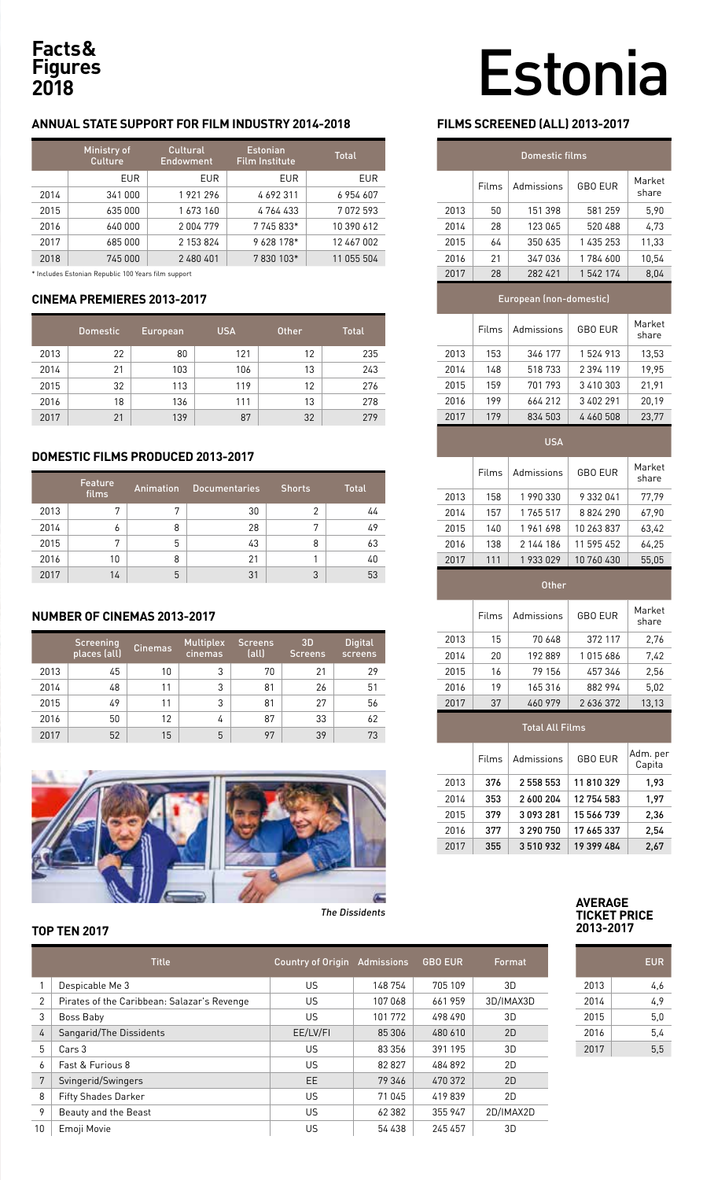# Facts & Figures 2018

# Estonia

## ANNUAL STATE SUPPORT FOR FILM INDUSTRY 2014-2018

| | Ministry of Culture | Cultural Endowment | Estonian Film Institute | Total |
|---|---|---|---|---|
| | EUR | EUR | EUR | EUR |
| 2014 | 341 000 | 1 921 296 | 4 692 311 | 6 954 607 |
| 2015 | 635 000 | 1 673 160 | 4 764 433 | 7 072 593 |
| 2016 | 640 000 | 2 004 779 | 7 745 833* | 10 390 612 |
| 2017 | 685 000 | 2 153 824 | 9 628 178* | 12 467 002 |
| 2018 | 745 000 | 2 480 401 | 7 830 103* | 11 055 504 |

* Includes Estonian Republic 100 Years film support

## CINEMA PREMIERES 2013-2017

| | Domestic | European | USA | Other | Total |
|---|---|---|---|---|---|
| 2013 | 22 | 80 | 121 | 12 | 235 |
| 2014 | 21 | 103 | 106 | 13 | 243 |
| 2015 | 32 | 113 | 119 | 12 | 276 |
| 2016 | 18 | 136 | 111 | 13 | 278 |
| 2017 | 21 | 139 | 87 | 32 | 279 |

## DOMESTIC FILMS PRODUCED 2013-2017

| | Feature films | Animation | Documentaries | Shorts | Total |
|---|---|---|---|---|---|
| 2013 | 7 | 7 | 30 | 2 | 44 |
| 2014 | 6 | 8 | 28 | 7 | 49 |
| 2015 | 7 | 5 | 43 | 8 | 63 |
| 2016 | 10 | 8 | 21 | 1 | 40 |
| 2017 | 14 | 5 | 31 | 3 | 53 |

## NUMBER OF CINEMAS 2013-2017

| | Screening places (all) | Cinemas | Multiplex cinemas | Screens (all) | 3D Screens | Digital screens |
|---|---|---|---|---|---|---|
| 2013 | 45 | 10 | 3 | 70 | 21 | 29 |
| 2014 | 48 | 11 | 3 | 81 | 26 | 51 |
| 2015 | 49 | 11 | 3 | 81 | 27 | 56 |
| 2016 | 50 | 12 | 4 | 87 | 33 | 62 |
| 2017 | 52 | 15 | 5 | 97 | 39 | 73 |

*The Dissidents*

## FILMS SCREENED (ALL) 2013-2017

| | Films | Admissions | GBO EUR | Market share |
|---|---|---|---|---|
| **Domestic films** | | | | |
| 2013 | 50 | 151 398 | 581 259 | 5,90 |
| 2014 | 28 | 123 065 | 520 488 | 4,73 |
| 2015 | 64 | 350 635 | 1 435 253 | 11,33 |
| 2016 | 21 | 347 036 | 1 784 600 | 10,54 |
| 2017 | 28 | 282 421 | 1 542 174 | 8,04 |
| **European (non-domestic)** | | | | |
| 2013 | 153 | 346 177 | 1 524 913 | 13,53 |
| 2014 | 148 | 518 733 | 2 394 119 | 19,95 |
| 2015 | 159 | 701 793 | 3 410 303 | 21,91 |
| 2016 | 199 | 664 212 | 3 402 291 | 20,19 |
| 2017 | 179 | 834 503 | 4 460 508 | 23,77 |
| **USA** | | | | |
| 2013 | 158 | 1 990 330 | 9 332 041 | 77,79 |
| 2014 | 157 | 1 765 517 | 8 824 290 | 67,90 |
| 2015 | 140 | 1 961 698 | 10 263 837 | 63,42 |
| 2016 | 138 | 2 144 186 | 11 595 452 | 64,25 |
| 2017 | 111 | 1 933 029 | 10 760 430 | 55,05 |
| **Other** | | | | |
| 2013 | 15 | 70 648 | 372 117 | 2,76 |
| 2014 | 20 | 192 889 | 1 015 686 | 7,42 |
| 2015 | 16 | 79 156 | 457 346 | 2,56 |
| 2016 | 19 | 165 316 | 882 994 | 5,02 |
| 2017 | 37 | 460 979 | 2 636 372 | 13,13 |

**Total All Films**

| | Films | Admissions | GBO EUR | Adm. per Capita |
|---|---|---|---|---|
| 2013 | **376** | **2 558 553** | **11 810 329** | **1,93** |
| 2014 | **353** | **2 600 204** | **12 754 583** | **1,97** |
| 2015 | **379** | **3 093 281** | **15 566 739** | **2,36** |
| 2016 | **377** | **3 290 750** | **17 665 337** | **2,54** |
| 2017 | **355** | **3 510 932** | **19 399 484** | **2,67** |

## TOP TEN 2017

| | Title | Country of Origin | Admissions | GBO EUR | Format |
|---|---|---|---|---|---|
| 1 | Despicable Me 3 | US | 148 754 | 705 109 | 3D |
| 2 | Pirates of the Caribbean: Salazar's Revenge | US | 107 068 | 661 959 | 3D/IMAX3D |
| 3 | Boss Baby | US | 101 772 | 498 490 | 3D |
| 4 | Sangarid/The Dissidents | EE/LV/FI | 85 306 | 480 610 | 2D |
| 5 | Cars 3 | US | 83 356 | 391 195 | 3D |
| 6 | Fast & Furious 8 | US | 82 827 | 484 892 | 2D |
| 7 | Svingerid/Swingers | EE | 79 346 | 470 372 | 2D |
| 8 | Fifty Shades Darker | US | 71 045 | 419 839 | 2D |
| 9 | Beauty and the Beast | US | 62 382 | 355 947 | 2D/IMAX2D |
| 10 | Emoji Movie | US | 54 438 | 245 457 | 3D |

## AVERAGE TICKET PRICE 2013-2017

| | EUR |
|---|---|
| 2013 | 4,6 |
| 2014 | 4,9 |
| 2015 | 5,0 |
| 2016 | 5,4 |
| 2017 | 5,5 |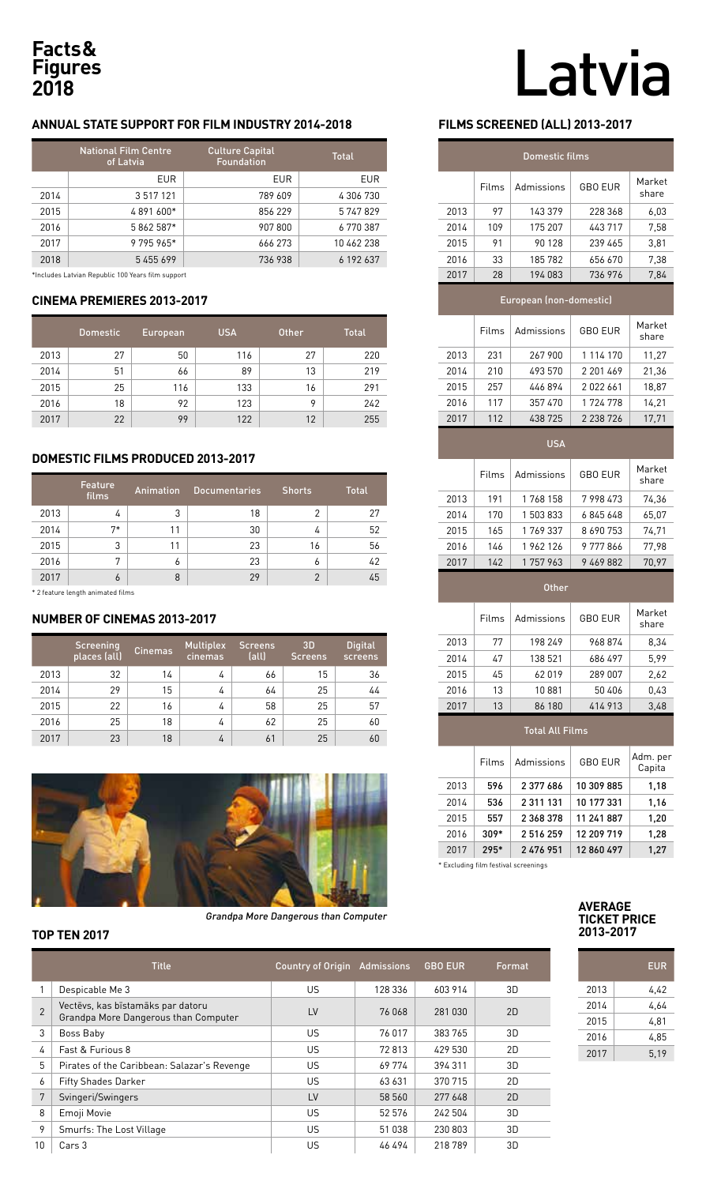# Facts & Figures 2018

# Latvia

## ANNUAL STATE SUPPORT FOR FILM INDUSTRY 2014-2018

| | National Film Centre of Latvia | Culture Capital Foundation | Total |
|---|---|---|---|
| | EUR | EUR | EUR |
| 2014 | 3 517 121 | 789 609 | 4 306 730 |
| 2015 | 4 891 600* | 856 229 | 5 747 829 |
| 2016 | 5 862 587* | 907 800 | 6 770 387 |
| 2017 | 9 795 965* | 666 273 | 10 462 238 |
| 2018 | 5 455 699 | 736 938 | 6 192 637 |

*Includes Latvian Republic 100 Years film support

## CINEMA PREMIERES 2013-2017

| | Domestic | European | USA | Other | Total |
|---|---|---|---|---|---|
| 2013 | 27 | 50 | 116 | 27 | 220 |
| 2014 | 51 | 66 | 89 | 13 | 219 |
| 2015 | 25 | 116 | 133 | 16 | 291 |
| 2016 | 18 | 92 | 123 | 9 | 242 |
| 2017 | 22 | 99 | 122 | 12 | 255 |

## DOMESTIC FILMS PRODUCED 2013-2017

| | Feature films | Animation | Documentaries | Shorts | Total |
|---|---|---|---|---|---|
| 2013 | 4 | 3 | 18 | 2 | 27 |
| 2014 | 7* | 11 | 30 | 4 | 52 |
| 2015 | 3 | 11 | 23 | 16 | 56 |
| 2016 | 7 | 6 | 23 | 6 | 42 |
| 2017 | 6 | 8 | 29 | 2 | 45 |

* 2 feature length animated films

## NUMBER OF CINEMAS 2013-2017

| | Screening places (all) | Cinemas | Multiplex cinemas | Screens (all) | 3D Screens | Digital screens |
|---|---|---|---|---|---|---|
| 2013 | 32 | 14 | 4 | 66 | 15 | 36 |
| 2014 | 29 | 15 | 4 | 64 | 25 | 44 |
| 2015 | 22 | 16 | 4 | 58 | 25 | 57 |
| 2016 | 25 | 18 | 4 | 62 | 25 | 60 |
| 2017 | 23 | 18 | 4 | 61 | 25 | 60 |

*Grandpa More Dangerous than Computer*

## FILMS SCREENED (ALL) 2013-2017

| Domestic films | | | | |
|---|---|---|---|---|
| | Films | Admissions | GBO EUR | Market share |
| 2013 | 97 | 143 379 | 228 368 | 6,03 |
| 2014 | 109 | 175 207 | 443 717 | 7,58 |
| 2015 | 91 | 90 128 | 239 465 | 3,81 |
| 2016 | 33 | 185 782 | 656 670 | 7,38 |
| 2017 | 28 | 194 083 | 736 976 | 7,84 |

| European (non-domestic) | | | | |
|---|---|---|---|---|
| | Films | Admissions | GBO EUR | Market share |
| 2013 | 231 | 267 900 | 1 114 170 | 11,27 |
| 2014 | 210 | 493 570 | 2 201 469 | 21,36 |
| 2015 | 257 | 446 894 | 2 022 661 | 18,87 |
| 2016 | 117 | 357 470 | 1 724 778 | 14,21 |
| 2017 | 112 | 438 725 | 2 238 726 | 17,71 |

| USA | | | | |
|---|---|---|---|---|
| | Films | Admissions | GBO EUR | Market share |
| 2013 | 191 | 1 768 158 | 7 998 473 | 74,36 |
| 2014 | 170 | 1 503 833 | 6 845 648 | 65,07 |
| 2015 | 165 | 1 769 337 | 8 690 753 | 74,71 |
| 2016 | 146 | 1 962 126 | 9 777 866 | 77,98 |
| 2017 | 142 | 1 757 963 | 9 469 882 | 70,97 |

| Other | | | | |
|---|---|---|---|---|
| | Films | Admissions | GBO EUR | Market share |
| 2013 | 77 | 198 249 | 968 874 | 8,34 |
| 2014 | 47 | 138 521 | 686 497 | 5,99 |
| 2015 | 45 | 62 019 | 289 007 | 2,62 |
| 2016 | 13 | 10 881 | 50 406 | 0,43 |
| 2017 | 13 | 86 180 | 414 913 | 3,48 |

| Total All Films | | | | |
|---|---|---|---|---|
| | Films | Admissions | GBO EUR | Adm. per Capita |
| 2013 | **596** | **2 377 686** | **10 309 885** | **1,18** |
| 2014 | **536** | **2 311 131** | **10 177 331** | **1,16** |
| 2015 | **557** | **2 368 378** | **11 241 887** | **1,20** |
| 2016 | **309*** | **2 516 259** | **12 209 719** | **1,28** |
| 2017 | **295*** | **2 476 951** | **12 860 497** | **1,27** |

* Excluding film festival screenings

## TOP TEN 2017

| | Title | Country of Origin | Admissions | GBO EUR | Format |
|---|---|---|---|---|---|
| 1 | Despicable Me 3 | US | 128 336 | 603 914 | 3D |
| 2 | Vectēvs, kas bīstamāks par datoru<br>Grandpa More Dangerous than Computer | LV | 76 068 | 281 030 | 2D |
| 3 | Boss Baby | US | 76 017 | 383 765 | 3D |
| 4 | Fast & Furious 8 | US | 72 813 | 429 530 | 2D |
| 5 | Pirates of the Caribbean: Salazar's Revenge | US | 69 774 | 394 311 | 3D |
| 6 | Fifty Shades Darker | US | 63 631 | 370 715 | 2D |
| 7 | Svingeri/Swingers | LV | 58 560 | 277 648 | 2D |
| 8 | Emoji Movie | US | 52 576 | 242 504 | 3D |
| 9 | Smurfs: The Lost Village | US | 51 038 | 230 803 | 3D |
| 10 | Cars 3 | US | 46 494 | 218 789 | 3D |

## AVERAGE TICKET PRICE 2013-2017

| | EUR |
|---|---|
| 2013 | 4,42 |
| 2014 | 4,64 |
| 2015 | 4,81 |
| 2016 | 4,85 |
| 2017 | 5,19 |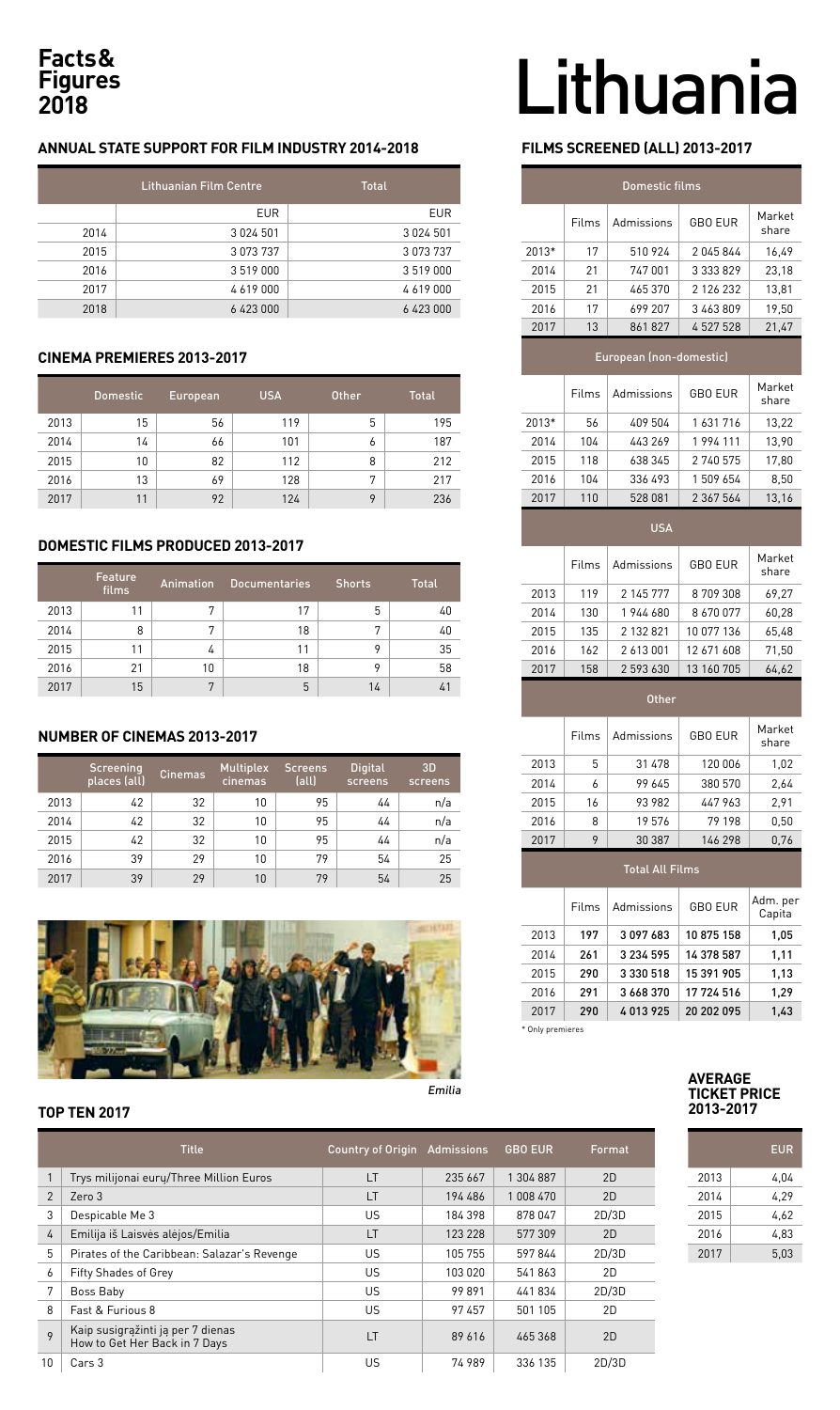# Lithuania

**Facts & Figures 2018**

## ANNUAL STATE SUPPORT FOR FILM INDUSTRY 2014-2018

| | Lithuanian Film Centre | Total |
|---|---|---|
| | EUR | EUR |
| 2014 | 3 024 501 | 3 024 501 |
| 2015 | 3 073 737 | 3 073 737 |
| 2016 | 3 519 000 | 3 519 000 |
| 2017 | 4 619 000 | 4 619 000 |
| 2018 | 6 423 000 | 6 423 000 |

## CINEMA PREMIERES 2013-2017

| | Domestic | European | USA | Other | Total |
|---|---|---|---|---|---|
| 2013 | 15 | 56 | 119 | 5 | 195 |
| 2014 | 14 | 66 | 101 | 6 | 187 |
| 2015 | 10 | 82 | 112 | 8 | 212 |
| 2016 | 13 | 69 | 128 | 7 | 217 |
| 2017 | 11 | 92 | 124 | 9 | 236 |

## DOMESTIC FILMS PRODUCED 2013-2017

| | Feature films | Animation | Documentaries | Shorts | Total |
|---|---|---|---|---|---|
| 2013 | 11 | 7 | 17 | 5 | 40 |
| 2014 | 8 | 7 | 18 | 7 | 40 |
| 2015 | 11 | 4 | 11 | 9 | 35 |
| 2016 | 21 | 10 | 18 | 9 | 58 |
| 2017 | 15 | 7 | 5 | 14 | 41 |

## NUMBER OF CINEMAS 2013-2017

| | Screening places (all) | Cinemas | Multiplex cinemas | Screens (all) | Digital screens | 3D screens |
|---|---|---|---|---|---|---|
| 2013 | 42 | 32 | 10 | 95 | 44 | n/a |
| 2014 | 42 | 32 | 10 | 95 | 44 | n/a |
| 2015 | 42 | 32 | 10 | 95 | 44 | n/a |
| 2016 | 39 | 29 | 10 | 79 | 54 | 25 |
| 2017 | 39 | 29 | 10 | 79 | 54 | 25 |

*Emilia*

## FILMS SCREENED (ALL) 2013-2017

| Domestic films | | | | |
|---|---|---|---|---|
| | Films | Admissions | GBO EUR | Market share |
| 2013* | 17 | 510 924 | 2 045 844 | 16,49 |
| 2014 | 21 | 747 001 | 3 333 829 | 23,18 |
| 2015 | 21 | 465 370 | 2 126 232 | 13,81 |
| 2016 | 17 | 699 207 | 3 463 809 | 19,50 |
| 2017 | 13 | 861 827 | 4 527 528 | 21,47 |

| European (non-domestic) | | | | |
|---|---|---|---|---|
| | Films | Admissions | GBO EUR | Market share |
| 2013* | 56 | 409 504 | 1 631 716 | 13,22 |
| 2014 | 104 | 443 269 | 1 994 111 | 13,90 |
| 2015 | 118 | 638 345 | 2 740 575 | 17,80 |
| 2016 | 104 | 336 493 | 1 509 654 | 8,50 |
| 2017 | 110 | 528 081 | 2 367 564 | 13,16 |

| USA | | | | |
|---|---|---|---|---|
| | Films | Admissions | GBO EUR | Market share |
| 2013 | 119 | 2 145 777 | 8 709 308 | 69,27 |
| 2014 | 130 | 1 944 680 | 8 670 077 | 60,28 |
| 2015 | 135 | 2 132 821 | 10 077 136 | 65,48 |
| 2016 | 162 | 2 613 001 | 12 671 608 | 71,50 |
| 2017 | 158 | 2 593 630 | 13 160 705 | 64,62 |

| Other | | | | |
|---|---|---|---|---|
| | Films | Admissions | GBO EUR | Market share |
| 2013 | 5 | 31 478 | 120 006 | 1,02 |
| 2014 | 6 | 99 645 | 380 570 | 2,64 |
| 2015 | 16 | 93 982 | 447 963 | 2,91 |
| 2016 | 8 | 19 576 | 79 198 | 0,50 |
| 2017 | 9 | 30 387 | 146 298 | 0,76 |

| Total All Films | | | | |
|---|---|---|---|---|
| | Films | Admissions | GBO EUR | Adm. per Capita |
| 2013 | **197** | **3 097 683** | **10 875 158** | **1,05** |
| 2014 | **261** | **3 234 595** | **14 378 587** | **1,11** |
| 2015 | **290** | **3 330 518** | **15 391 905** | **1,13** |
| 2016 | **291** | **3 668 370** | **17 724 516** | **1,29** |
| 2017 | **290** | **4 013 925** | **20 202 095** | **1,43** |

\* Only premieres

## TOP TEN 2017

| | Title | Country of Origin | Admissions | GBO EUR | Format |
|---|---|---|---|---|---|
| 1 | Trys milijonai eurų/Three Million Euros | LT | 235 667 | 1 304 887 | 2D |
| 2 | Zero 3 | LT | 194 486 | 1 008 470 | 2D |
| 3 | Despicable Me 3 | US | 184 398 | 878 047 | 2D/3D |
| 4 | Emilija iš Laisvės alėjos/Emilia | LT | 123 228 | 577 309 | 2D |
| 5 | Pirates of the Caribbean: Salazar's Revenge | US | 105 755 | 597 844 | 2D/3D |
| 6 | Fifty Shades of Grey | US | 103 020 | 541 863 | 2D |
| 7 | Boss Baby | US | 99 891 | 441 834 | 2D/3D |
| 8 | Fast & Furious 8 | US | 97 457 | 501 105 | 2D |
| 9 | Kaip susigrąžinti ją per 7 dienas How to Get Her Back in 7 Days | LT | 89 616 | 465 368 | 2D |
| 10 | Cars 3 | US | 74 989 | 336 135 | 2D/3D |

## AVERAGE TICKET PRICE 2013-2017

| | EUR |
|---|---|
| 2013 | 4,04 |
| 2014 | 4,29 |
| 2015 | 4,62 |
| 2016 | 4,83 |
| 2017 | 5,03 |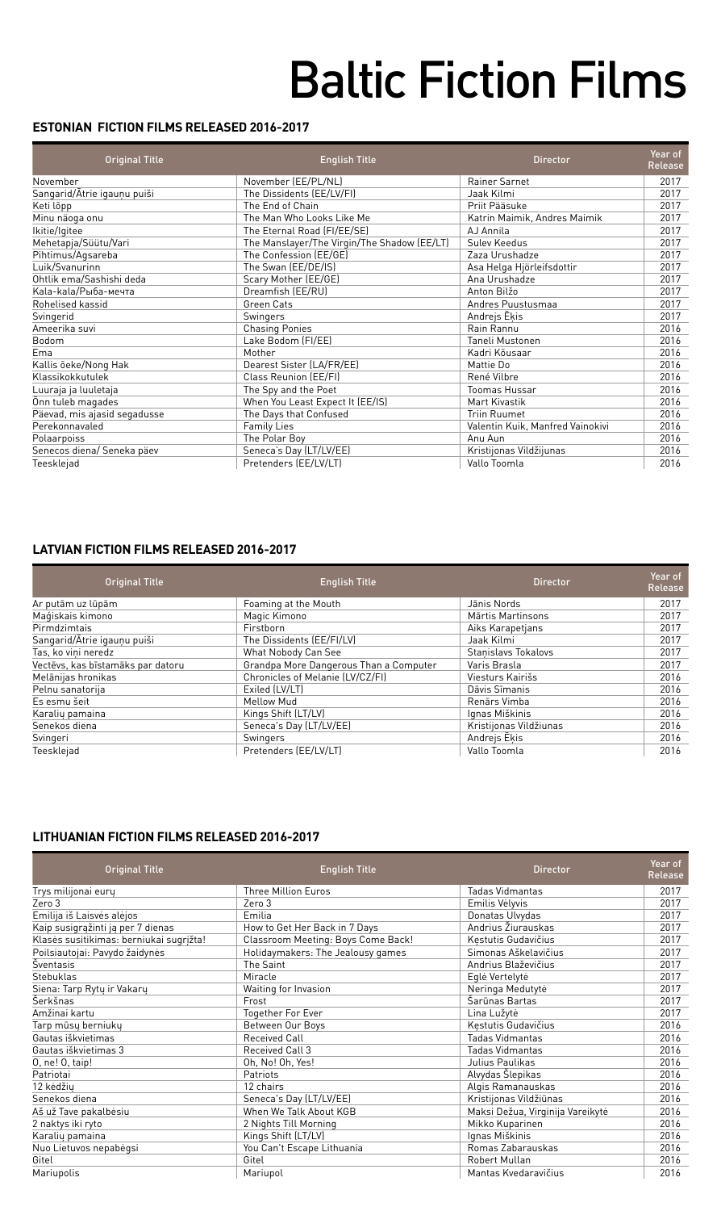# Baltic Fiction Films

## ESTONIAN FICTION FILMS RELEASED 2016-2017

| Original Title | English Title | Director | Year of Release |
|---|---|---|---|
| November | November (EE/PL/NL) | Rainer Sarnet | 2017 |
| Sangarid/Ātrie igauņu puiši | The Dissidents (EE/LV/FI) | Jaak Kilmi | 2017 |
| Keti lõpp | The End of Chain | Priit Pääsuke | 2017 |
| Minu näoga onu | The Man Who Looks Like Me | Katrin Maimik, Andres Maimik | 2017 |
| Ikitie/Igitee | The Eternal Road (FI/EE/SE) | AJ Annila | 2017 |
| Mehetapja/Süütu/Vari | The Manslayer/The Virgin/The Shadow (EE/LT) | Sulev Keedus | 2017 |
| Pihtimus/Aġsareba | The Confession (EE/GE) | Zaza Urushadze | 2017 |
| Luik/Svanurinn | The Swan (EE/DE/IS) | Asa Helga Hjörleifsdottir | 2017 |
| Ohtlik ema/Sashishi deda | Scary Mother (EE/GE) | Ana Urushadze | 2017 |
| Kala-kala/Рыба-мечта | Dreamfish (EE/RU) | Anton Bilžo | 2017 |
| Rohelised kassid | Green Cats | Andres Puustusmaa | 2017 |
| Svingerid | Swingers | Andrejs Ēķis | 2017 |
| Ameerika suvi | Chasing Ponies | Rain Rannu | 2016 |
| Bodom | Lake Bodom (FI/EE) | Taneli Mustonen | 2016 |
| Ema | Mother | Kadri Kõusaar | 2016 |
| Kallis õeke/Nong Hak | Dearest Sister (LA/FR/EE) | Mattie Do | 2016 |
| Klassikokkutulek | Class Reunion (EE/FI) | René Vilbre | 2016 |
| Luuraja ja luuletaja | The Spy and the Poet | Toomas Hussar | 2016 |
| Õnn tuleb magades | When You Least Expect It (EE/IS) | Mart Kivastik | 2016 |
| Päevad, mis ajasid segadusse | The Days that Confused | Triin Ruumet | 2016 |
| Perekonnavaled | Family Lies | Valentin Kuik, Manfred Vainokivi | 2016 |
| Polaarpoiss | The Polar Boy | Anu Aun | 2016 |
| Senecos diena/ Seneka päev | Seneca's Day (LT/LV/EE) | Kristijonas Vildžijunas | 2016 |
| Teesklejad | Pretenders (EE/LV/LT) | Vallo Toomla | 2016 |

## LATVIAN FICTION FILMS RELEASED 2016-2017

| Original Title | English Title | Director | Year of Release |
|---|---|---|---|
| Ar putām uz lūpām | Foaming at the Mouth | Jānis Nords | 2017 |
| Maģiskais kimono | Magic Kimono | Māris Martinsons | 2017 |
| Pirmdzimtais | Firstborn | Aiks Karapetjans | 2017 |
| Sangarid/Ātrie igauņu puiši | The Dissidents (EE/FI/LV) | Jaak Kilmi | 2017 |
| Tas, ko viņi neredz | What Nobody Can See | Staņislavs Tokalovs | 2017 |
| Vectēvs, kas bīstamāks par datoru | Grandpa More Dangerous Than a Computer | Varis Brasla | 2017 |
| Melānijas hronikas | Chronicles of Melanie (LV/CZ/FI) | Viesturs Kairišs | 2016 |
| Pelnu sanatorija | Exiled (LV/LT) | Dāvis Sīmanis | 2016 |
| Es esmu šeit | Mellow Mud | Renārs Vimba | 2016 |
| Karalių pamaina | Kings Shift (LT/LV) | Ignas Miškinis | 2016 |
| Senekos diena | Seneca's Day (LT/LV/EE) | Kristijonas Vildžiunas | 2016 |
| Svingeri | Swingers | Andrejs Ēķis | 2016 |
| Teesklejad | Pretenders (EE/LV/LT) | Vallo Toomla | 2016 |

## LITHUANIAN FICTION FILMS RELEASED 2016-2017

| Original Title | English Title | Director | Year of Release |
|---|---|---|---|
| Trys milijonai eurų | Three Million Euros | Tadas Vidmantas | 2017 |
| Zero 3 | Zero 3 | Emilis Vėlyvis | 2017 |
| Emilija iš Laisvės alėjos | Emilia | Donatas Ulvydas | 2017 |
| Kaip susigrąžinti ją per 7 dienas | How to Get Her Back in 7 Days | Andrius Žiurauskas | 2017 |
| Klasės susitikimas: berniukai sugrįžta! | Classroom Meeting: Boys Come Back! | Kęstutis Gudavičius | 2017 |
| Poilsiautojai: Pavydo žaidynės | Holidaymakers: The Jealousy games | Simonas Aškelavičius | 2017 |
| Šventasis | The Saint | Andrius Blaževičius | 2017 |
| Stebuklas | Miracle | Eglė Vertelytė | 2017 |
| Siena: Tarp Rytų ir Vakarų | Waiting for Invasion | Neringa Medutytė | 2017 |
| Šerkšnas | Frost | Šarūnas Bartas | 2017 |
| Amžinai kartu | Together For Ever | Lina Lužytė | 2017 |
| Tarp mūsų berniukų | Between Our Boys | Kęstutis Gudavičius | 2016 |
| Gautas iškvietimas | Received Call | Tadas Vidmantas | 2016 |
| Gautas iškvietimas 3 | Received Call 3 | Tadas Vidmantas | 2016 |
| O, ne! O, taip! | Oh, No! Oh, Yes! | Julius Paulikas | 2016 |
| Patriotai | Patriots | Alvydas Šlepikas | 2016 |
| 12 kėdžių | 12 chairs | Algis Ramanauskas | 2016 |
| Senekos diena | Seneca's Day (LT/LV/EE) | Kristijonas Vildžiūnas | 2016 |
| Aš už Tave pakalbėsiu | When We Talk About KGB | Maksi Dežua, Virginija Vareikytė | 2016 |
| 2 naktys iki ryto | 2 Nights Till Morning | Mikko Kuparinen | 2016 |
| Karalių pamaina | Kings Shift (LT/LV) | Ignas Miškinis | 2016 |
| Nuo Lietuvos nepabėgsi | You Can't Escape Lithuania | Romas Zabarauskas | 2016 |
| Gitel | Gitel | Robert Mullan | 2016 |
| Mariupolis | Mariupol | Mantas Kvedaravičius | 2016 |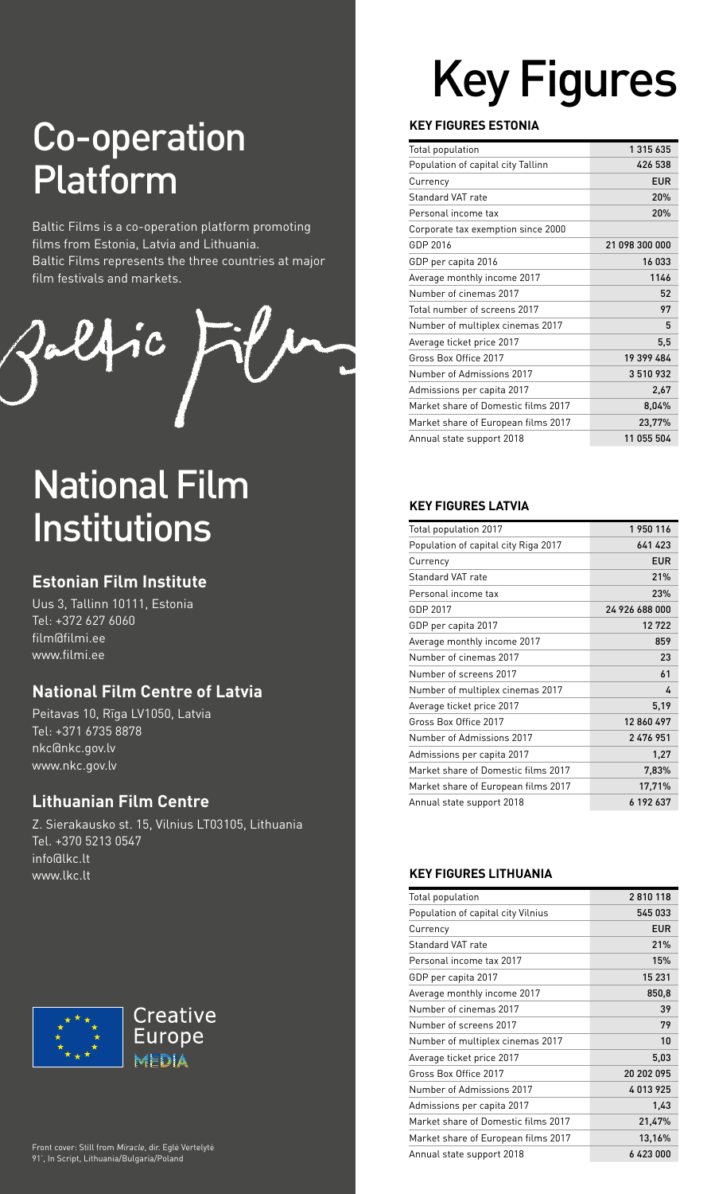# Co-operation Platform

Baltic Films is a co-operation platform promoting films from Estonia, Latvia and Lithuania.
Baltic Films represents the three countries at major film festivals and markets.

Baltic Films

# National Film Institutions

## Estonian Film Institute

Uus 3, Tallinn 10111, Estonia
Tel: +372 627 6060
film@filmi.ee
www.filmi.ee

## National Film Centre of Latvia

Peitavas 10, Rīga LV1050, Latvia
Tel: +371 6735 8878
nkc@nkc.gov.lv
www.nkc.gov.lv

## Lithuanian Film Centre

Z. Sierakausko st. 15, Vilnius LT03105, Lithuania
Tel. +370 5213 0547
info@lkc.lt
www.lkc.lt

Creative Europe MEDIA

Front cover: Still from *Miracle*, dir. Eglė Vertelytė
91', In Script, Lithuania/Bulgaria/Poland

# Key Figures

### KEY FIGURES ESTONIA

| | |
|---|---|
| Total population | 1 315 635 |
| Population of capital city Tallinn | 426 538 |
| Currency | EUR |
| Standard VAT rate | 20% |
| Personal income tax | 20% |
| Corporate tax exemption since 2000 | |
| GDP 2016 | 21 098 300 000 |
| GDP per capita 2016 | 16 033 |
| Average monthly income 2017 | 1146 |
| Number of cinemas 2017 | 52 |
| Total number of screens 2017 | 97 |
| Number of multiplex cinemas 2017 | 5 |
| Average ticket price 2017 | 5,5 |
| Gross Box Office 2017 | 19 399 484 |
| Number of Admissions 2017 | 3 510 932 |
| Admissions per capita 2017 | 2,67 |
| Market share of Domestic films 2017 | 8,04% |
| Market share of European films 2017 | 23,77% |
| Annual state support 2018 | 11 055 504 |

### KEY FIGURES LATVIA

| | |
|---|---|
| Total population 2017 | 1 950 116 |
| Population of capital city Riga 2017 | 641 423 |
| Currency | EUR |
| Standard VAT rate | 21% |
| Personal income tax | 23% |
| GDP 2017 | 24 926 688 000 |
| GDP per capita 2017 | 12 722 |
| Average monthly income 2017 | 859 |
| Number of cinemas 2017 | 23 |
| Number of screens 2017 | 61 |
| Number of multiplex cinemas 2017 | 4 |
| Average ticket price 2017 | 5,19 |
| Gross Box Office 2017 | 12 860 497 |
| Number of Admissions 2017 | 2 476 951 |
| Admissions per capita 2017 | 1,27 |
| Market share of Domestic films 2017 | 7,83% |
| Market share of European films 2017 | 17,71% |
| Annual state support 2018 | 6 192 637 |

### KEY FIGURES LITHUANIA

| | |
|---|---|
| Total population | 2 810 118 |
| Population of capital city Vilnius | 545 033 |
| Currency | EUR |
| Standard VAT rate | 21% |
| Personal income tax 2017 | 15% |
| GDP per capita 2017 | 15 231 |
| Average monthly income 2017 | 850,8 |
| Number of cinemas 2017 | 39 |
| Number of screens 2017 | 79 |
| Number of multiplex cinemas 2017 | 10 |
| Average ticket price 2017 | 5,03 |
| Gross Box Office 2017 | 20 202 095 |
| Number of Admissions 2017 | 4 013 925 |
| Admissions per capita 2017 | 1,43 |
| Market share of Domestic films 2017 | 21,47% |
| Market share of European films 2017 | 13,16% |
| Annual state support 2018 | 6 423 000 |